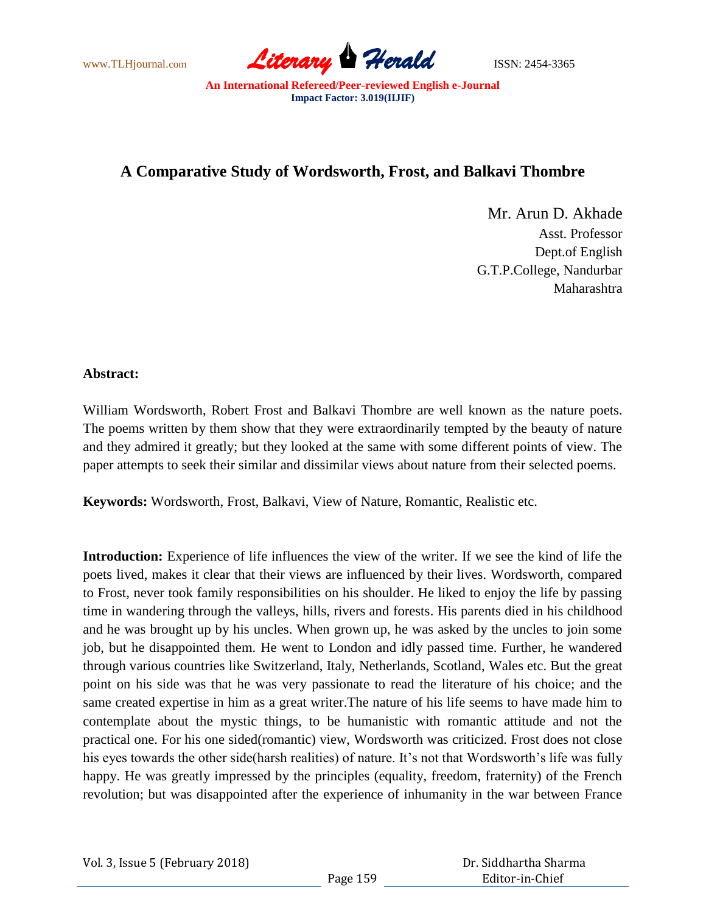# A Comparative Study of Wordsworth, Frost, and Balkavi Thombre

Mr. Arun D. Akhade
Asst. Professor
Dept.of English
G.T.P.College, Nandurbar
Maharashtra

**Abstract:**

William Wordsworth, Robert Frost and Balkavi Thombre are well known as the nature poets. The poems written by them show that they were extraordinarily tempted by the beauty of nature and they admired it greatly; but they looked at the same with some different points of view. The paper attempts to seek their similar and dissimilar views about nature from their selected poems.

**Keywords:** Wordsworth, Frost, Balkavi, View of Nature, Romantic, Realistic etc.

**Introduction:** Experience of life influences the view of the writer. If we see the kind of life the poets lived, makes it clear that their views are influenced by their lives. Wordsworth, compared to Frost, never took family responsibilities on his shoulder. He liked to enjoy the life by passing time in wandering through the valleys, hills, rivers and forests. His parents died in his childhood and he was brought up by his uncles. When grown up, he was asked by the uncles to join some job, but he disappointed them. He went to London and idly passed time. Further, he wandered through various countries like Switzerland, Italy, Netherlands, Scotland, Wales etc. But the great point on his side was that he was very passionate to read the literature of his choice; and the same created expertise in him as a great writer.The nature of his life seems to have made him to contemplate about the mystic things, to be humanistic with romantic attitude and not the practical one. For his one sided(romantic) view, Wordsworth was criticized. Frost does not close his eyes towards the other side(harsh realities) of nature. It's not that Wordsworth's life was fully happy. He was greatly impressed by the principles (equality, freedom, fraternity) of the French revolution; but was disappointed after the experience of inhumanity in the war between France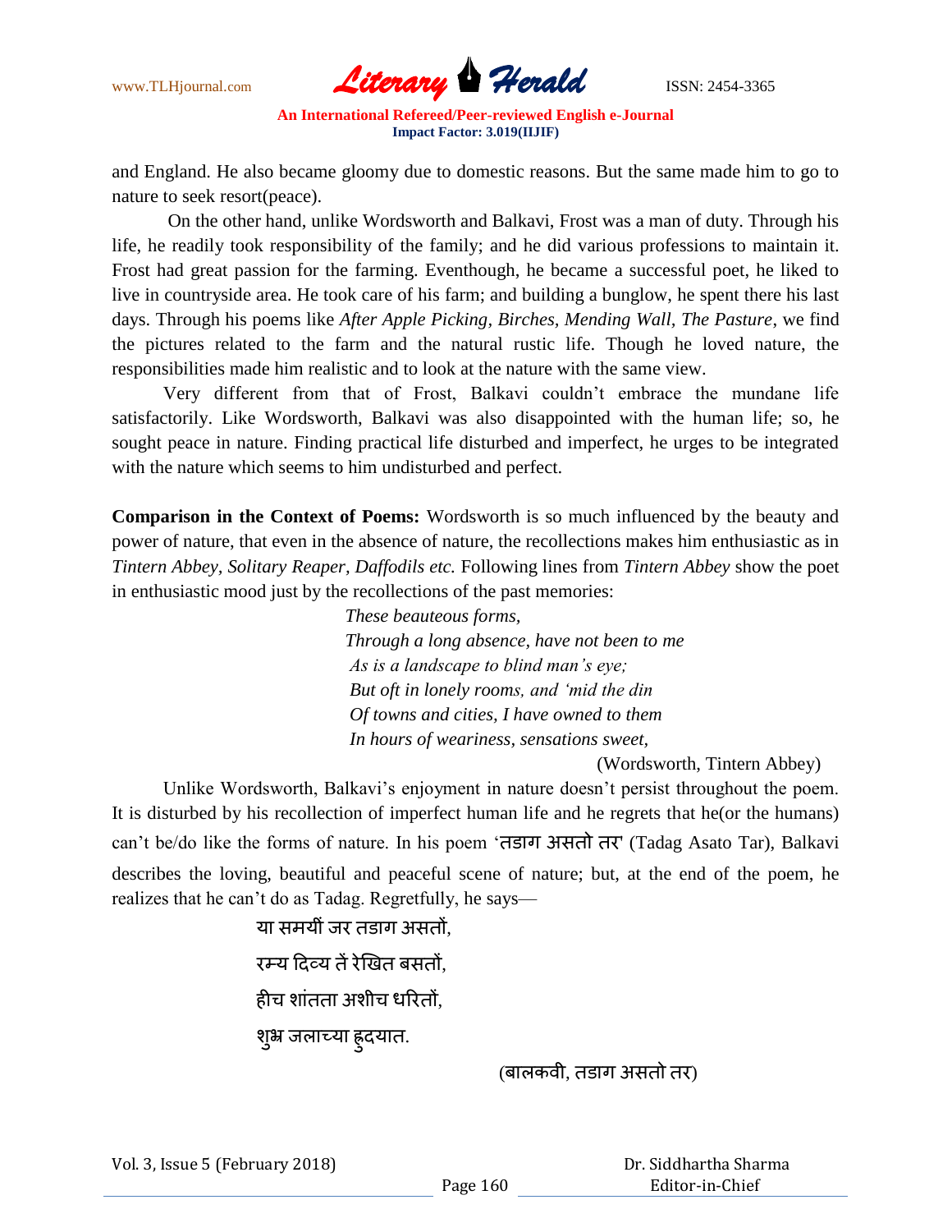and England. He also became gloomy due to domestic reasons. But the same made him to go to nature to seek resort(peace).

On the other hand, unlike Wordsworth and Balkavi, Frost was a man of duty. Through his life, he readily took responsibility of the family; and he did various professions to maintain it. Frost had great passion for the farming. Eventhough, he became a successful poet, he liked to live in countryside area. He took care of his farm; and building a bunglow, he spent there his last days. Through his poems like *After Apple Picking, Birches, Mending Wall, The Pasture*, we find the pictures related to the farm and the natural rustic life. Though he loved nature, the responsibilities made him realistic and to look at the nature with the same view.

Very different from that of Frost, Balkavi couldn't embrace the mundane life satisfactorily. Like Wordsworth, Balkavi was also disappointed with the human life; so, he sought peace in nature. Finding practical life disturbed and imperfect, he urges to be integrated with the nature which seems to him undisturbed and perfect.

**Comparison in the Context of Poems:** Wordsworth is so much influenced by the beauty and power of nature, that even in the absence of nature, the recollections makes him enthusiastic as in *Tintern Abbey, Solitary Reaper, Daffodils etc.* Following lines from *Tintern Abbey* show the poet in enthusiastic mood just by the recollections of the past memories:

> *These beauteous forms,*
> *Through a long absence, have not been to me*
> *As is a landscape to blind man's eye;*
> *But oft in lonely rooms, and 'mid the din*
> *Of towns and cities, I have owned to them*
> *In hours of weariness, sensations sweet,*
>
> (Wordsworth, Tintern Abbey)

Unlike Wordsworth, Balkavi's enjoyment in nature doesn't persist throughout the poem. It is disturbed by his recollection of imperfect human life and he regrets that he(or the humans) can't be/do like the forms of nature. In his poem 'तडाग असतो तर' (Tadag Asato Tar), Balkavi describes the loving, beautiful and peaceful scene of nature; but, at the end of the poem, he realizes that he can't do as Tadag. Regretfully, he says—

> या समयीं जर तडाग असतों,
> रम्य दिव्य तें रेखित बसतों,
> हीच शांतता अशीच धरितों,
> शुभ्र जलाच्या हृदयात.
>
> (बालकवी, तडाग असतो तर)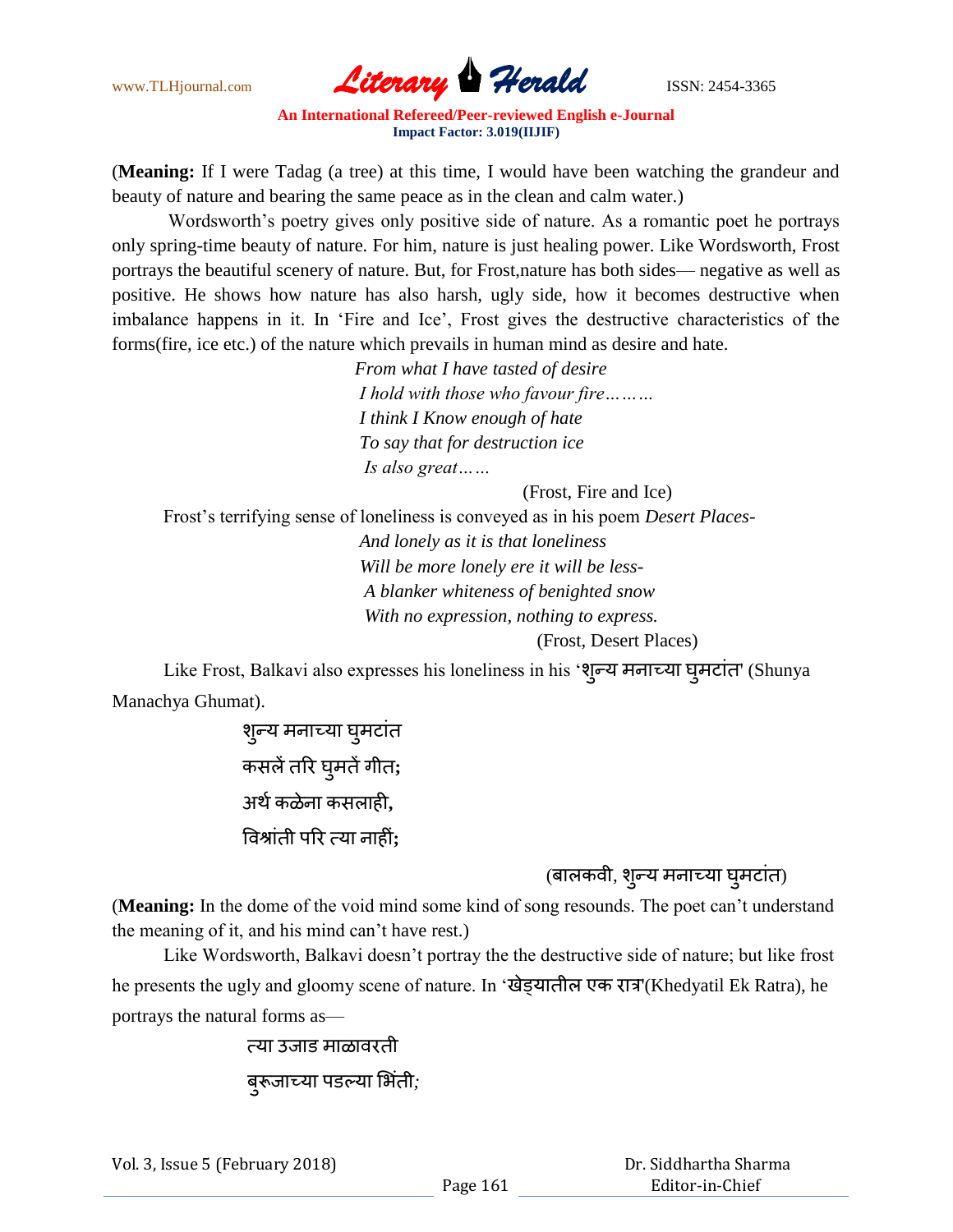(**Meaning:** If I were Tadag (a tree) at this time, I would have been watching the grandeur and beauty of nature and bearing the same peace as in the clean and calm water.)

Wordsworth's poetry gives only positive side of nature. As a romantic poet he portrays only spring-time beauty of nature. For him, nature is just healing power. Like Wordsworth, Frost portrays the beautiful scenery of nature. But, for Frost,nature has both sides— negative as well as positive. He shows how nature has also harsh, ugly side, how it becomes destructive when imbalance happens in it. In 'Fire and Ice', Frost gives the destructive characteristics of the forms(fire, ice etc.) of the nature which prevails in human mind as desire and hate.

*From what I have tasted of desire*
*I hold with those who favour fire………*
*I think I Know enough of hate*
*To say that for destruction ice*
*Is also great……*

(Frost, Fire and Ice)

Frost's terrifying sense of loneliness is conveyed as in his poem *Desert Places-*

*And lonely as it is that loneliness*
*Will be more lonely ere it will be less-*
*A blanker whiteness of benighted snow*
*With no expression, nothing to express.*

(Frost, Desert Places)

Like Frost, Balkavi also expresses his loneliness in his 'शुन्य मनाच्या घुमटांत' (Shunya Manachya Ghumat).

शुन्य मनाच्या घुमटांत
कसलें तरि घुमतें गीत;
अर्थ कळेना कसलाही,
विश्रांती परि त्या नाहीं;

(बालकवी, शुन्य मनाच्या घुमटांत)

(**Meaning:** In the dome of the void mind some kind of song resounds. The poet can't understand the meaning of it, and his mind can't have rest.)

Like Wordsworth, Balkavi doesn't portray the the destructive side of nature; but like frost he presents the ugly and gloomy scene of nature. In 'खेड्यातील एक रात्र'(Khedyatil Ek Ratra), he portrays the natural forms as—

त्या उजाड माळावरती
बुरूजाच्या पडल्या भिंती*;*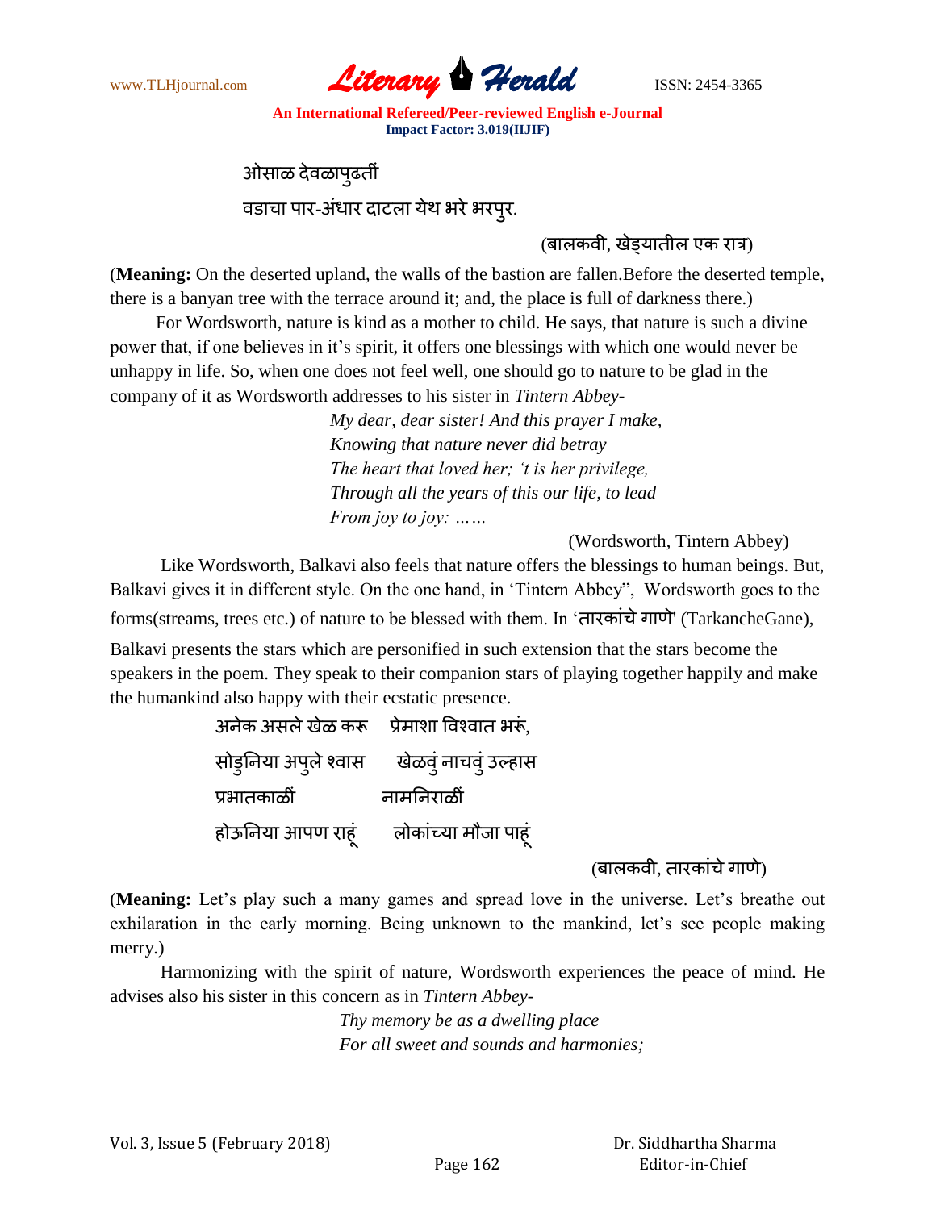ओसाळ देवळापुढतीं
वडाचा पार-अंधार दाटला येथ भरे भरपुर.

(बालकवी, खेड्यातील एक रात्र)

(**Meaning:** On the deserted upland, the walls of the bastion are fallen.Before the deserted temple, there is a banyan tree with the terrace around it; and, the place is full of darkness there.)

For Wordsworth, nature is kind as a mother to child. He says, that nature is such a divine power that, if one believes in it's spirit, it offers one blessings with which one would never be unhappy in life. So, when one does not feel well, one should go to nature to be glad in the company of it as Wordsworth addresses to his sister in *Tintern Abbey-*

*My dear, dear sister! And this prayer I make,*
*Knowing that nature never did betray*
*The heart that loved her; 't is her privilege,*
*Through all the years of this our life, to lead*
*From joy to joy: ……*

(Wordsworth, Tintern Abbey)

Like Wordsworth, Balkavi also feels that nature offers the blessings to human beings. But, Balkavi gives it in different style. On the one hand, in 'Tintern Abbey", Wordsworth goes to the forms(streams, trees etc.) of nature to be blessed with them. In '**तारकांचे गाणे**' (TarkancheGane), Balkavi presents the stars which are personified in such extension that the stars become the speakers in the poem. They speak to their companion stars of playing together happily and make the humankind also happy with their ecstatic presence.

अनेक असले खेळ करू    प्रेमाशा विश्वात भरूं,
सोडुनिया अपुले श्वास    खेळवुं नाचवुं उल्हास
प्रभातकाळीं    नामनिराळीं
होऊनिया आपण राहूं    लोकांच्या मौजा पाहूं

(बालकवी, तारकांचे गाणे)

(**Meaning:** Let's play such a many games and spread love in the universe. Let's breathe out exhilaration in the early morning. Being unknown to the mankind, let's see people making merry.)

Harmonizing with the spirit of nature, Wordsworth experiences the peace of mind. He advises also his sister in this concern as in *Tintern Abbey-*

*Thy memory be as a dwelling place*
*For all sweet and sounds and harmonies;*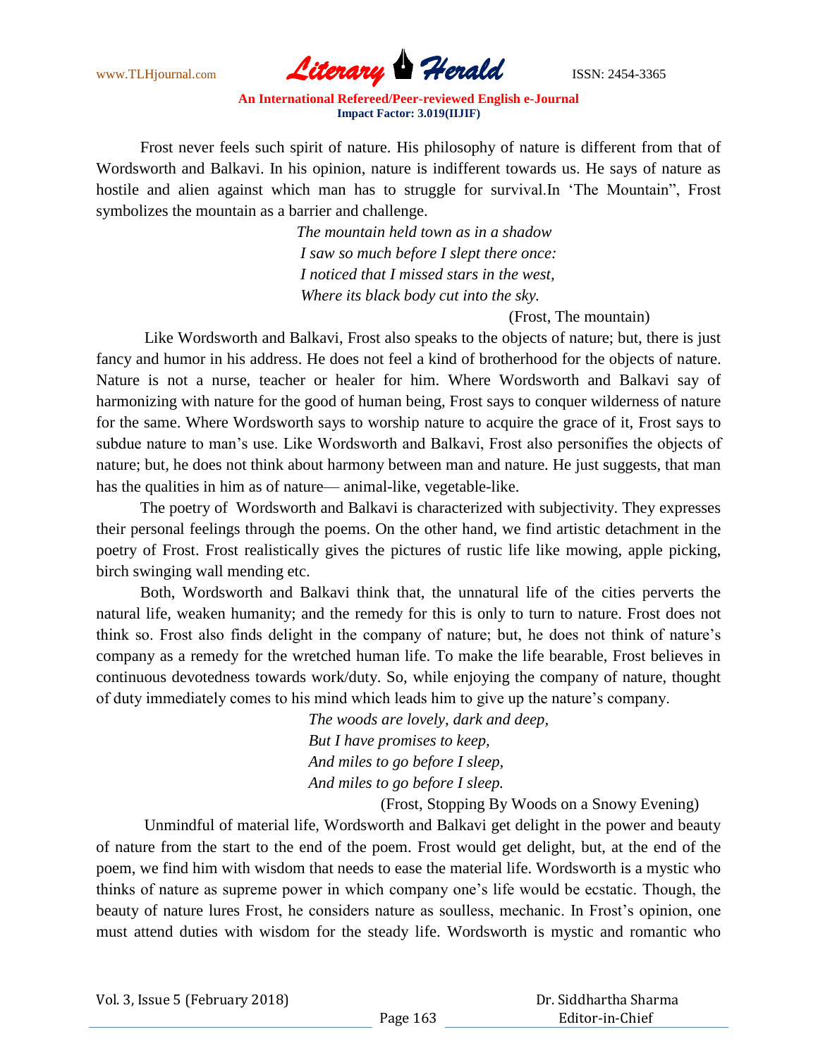Frost never feels such spirit of nature. His philosophy of nature is different from that of Wordsworth and Balkavi. In his opinion, nature is indifferent towards us. He says of nature as hostile and alien against which man has to struggle for survival.In 'The Mountain", Frost symbolizes the mountain as a barrier and challenge.

*The mountain held town as in a shadow*
*I saw so much before I slept there once:*
*I noticed that I missed stars in the west,*
*Where its black body cut into the sky.*

(Frost, The mountain)

Like Wordsworth and Balkavi, Frost also speaks to the objects of nature; but, there is just fancy and humor in his address. He does not feel a kind of brotherhood for the objects of nature. Nature is not a nurse, teacher or healer for him. Where Wordsworth and Balkavi say of harmonizing with nature for the good of human being, Frost says to conquer wilderness of nature for the same. Where Wordsworth says to worship nature to acquire the grace of it, Frost says to subdue nature to man's use. Like Wordsworth and Balkavi, Frost also personifies the objects of nature; but, he does not think about harmony between man and nature. He just suggests, that man has the qualities in him as of nature— animal-like, vegetable-like.

The poetry of Wordsworth and Balkavi is characterized with subjectivity. They expresses their personal feelings through the poems. On the other hand, we find artistic detachment in the poetry of Frost. Frost realistically gives the pictures of rustic life like mowing, apple picking, birch swinging wall mending etc.

Both, Wordsworth and Balkavi think that, the unnatural life of the cities perverts the natural life, weaken humanity; and the remedy for this is only to turn to nature. Frost does not think so. Frost also finds delight in the company of nature; but, he does not think of nature's company as a remedy for the wretched human life. To make the life bearable, Frost believes in continuous devotedness towards work/duty. So, while enjoying the company of nature, thought of duty immediately comes to his mind which leads him to give up the nature's company.

*The woods are lovely, dark and deep,*
*But I have promises to keep,*
*And miles to go before I sleep,*
*And miles to go before I sleep.*

(Frost, Stopping By Woods on a Snowy Evening)

Unmindful of material life, Wordsworth and Balkavi get delight in the power and beauty of nature from the start to the end of the poem. Frost would get delight, but, at the end of the poem, we find him with wisdom that needs to ease the material life. Wordsworth is a mystic who thinks of nature as supreme power in which company one's life would be ecstatic. Though, the beauty of nature lures Frost, he considers nature as soulless, mechanic. In Frost's opinion, one must attend duties with wisdom for the steady life. Wordsworth is mystic and romantic who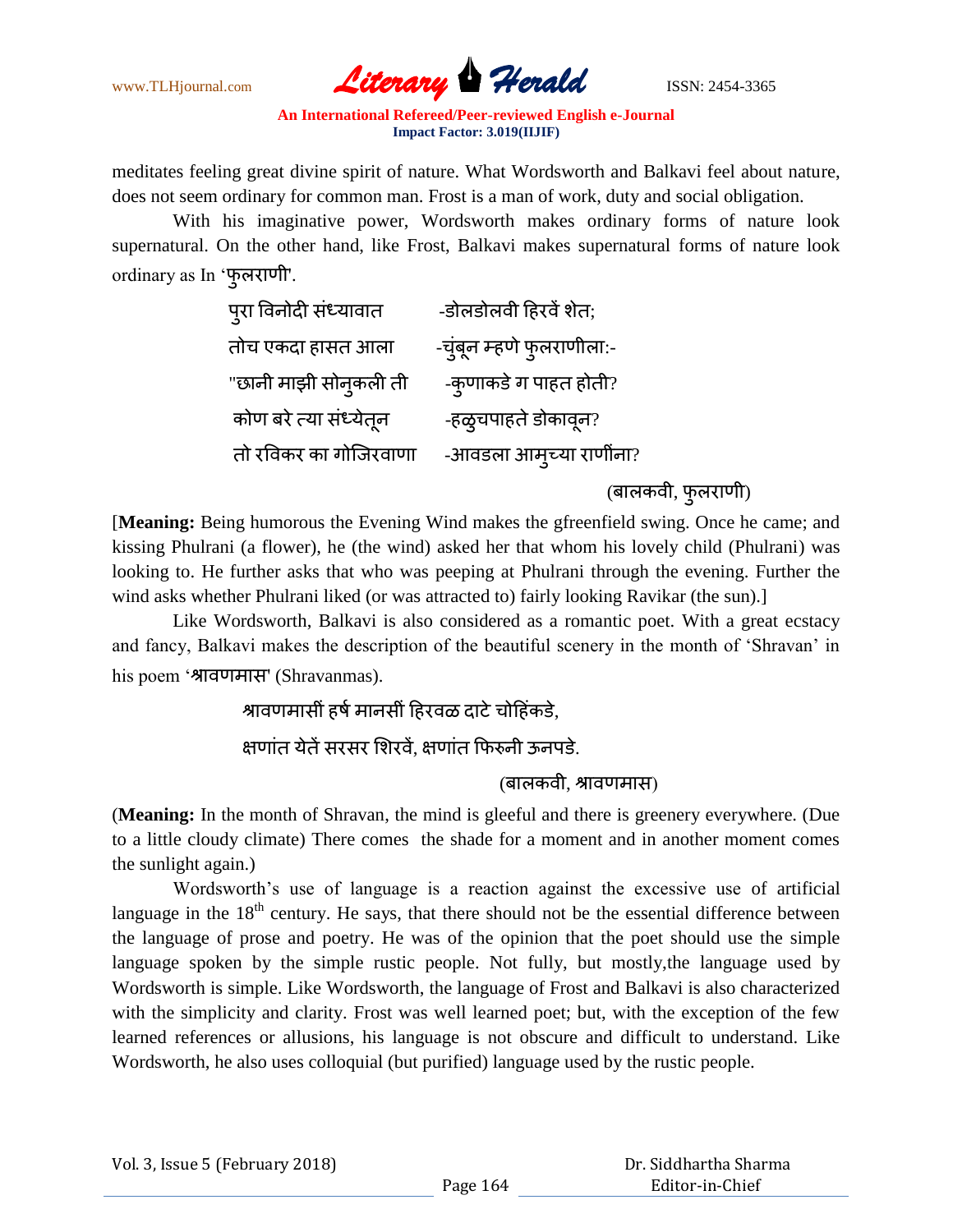meditates feeling great divine spirit of nature. What Wordsworth and Balkavi feel about nature, does not seem ordinary for common man. Frost is a man of work, duty and social obligation.

With his imaginative power, Wordsworth makes ordinary forms of nature look supernatural. On the other hand, like Frost, Balkavi makes supernatural forms of nature look ordinary as In 'फुलराणी'.

पुरा विनोदी संध्यावात -डोलडोलवी हिरवें शेत;
तोच एकदा हासत आला -चुंबून म्हणे फुलराणीला:-
"छानी माझी सोनुकली ती -कुणाकडे ग पाहत होती?
कोण बरे त्या संध्येतून -हळुचपाहते डोकावून?
तो रविकर का गोजिरवाणा -आवडला आमुच्या राणींना?

(बालकवी, फुलराणी)

[**Meaning:** Being humorous the Evening Wind makes the gfreenfield swing. Once he came; and kissing Phulrani (a flower), he (the wind) asked her that whom his lovely child (Phulrani) was looking to. He further asks that who was peeping at Phulrani through the evening. Further the wind asks whether Phulrani liked (or was attracted to) fairly looking Ravikar (the sun).]

Like Wordsworth, Balkavi is also considered as a romantic poet. With a great ecstacy and fancy, Balkavi makes the description of the beautiful scenery in the month of 'Shravan' in his poem 'श्रावणमास' (Shravanmas).

श्रावणमासीं हर्ष मानसीं हिरवळ दाटे चोहिंकडे,
क्षणांत येतें सरसर शिरवें, क्षणांत फिरुनी ऊनपडे.

(बालकवी, श्रावणमास)

(**Meaning:** In the month of Shravan, the mind is gleeful and there is greenery everywhere. (Due to a little cloudy climate) There comes the shade for a moment and in another moment comes the sunlight again.)

Wordsworth's use of language is a reaction against the excessive use of artificial language in the 18th century. He says, that there should not be the essential difference between the language of prose and poetry. He was of the opinion that the poet should use the simple language spoken by the simple rustic people. Not fully, but mostly,the language used by Wordsworth is simple. Like Wordsworth, the language of Frost and Balkavi is also characterized with the simplicity and clarity. Frost was well learned poet; but, with the exception of the few learned references or allusions, his language is not obscure and difficult to understand. Like Wordsworth, he also uses colloquial (but purified) language used by the rustic people.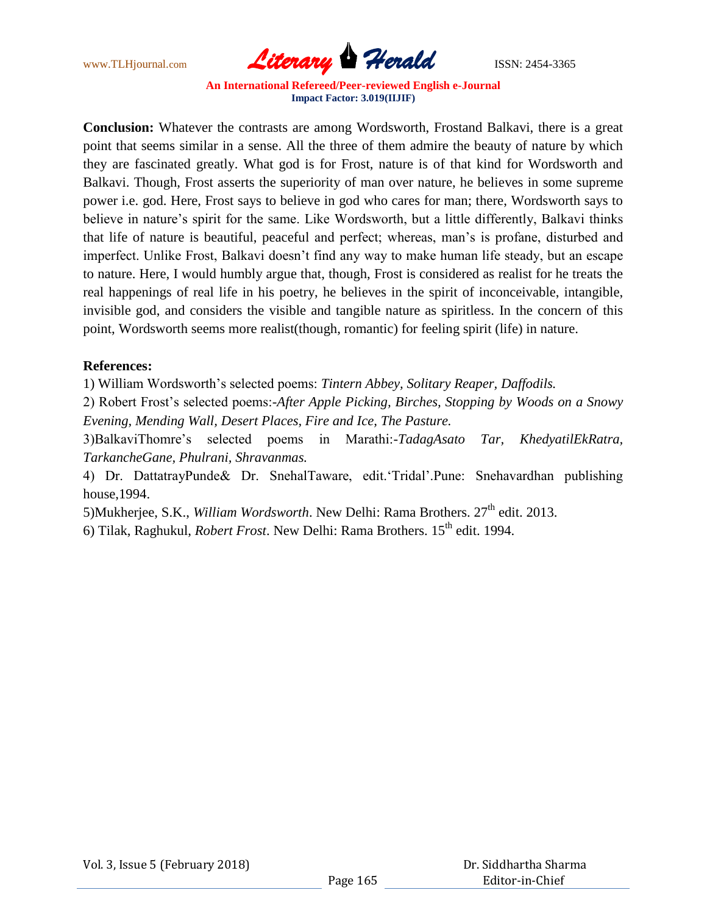**Conclusion:** Whatever the contrasts are among Wordsworth, Frostand Balkavi, there is a great point that seems similar in a sense. All the three of them admire the beauty of nature by which they are fascinated greatly. What god is for Frost, nature is of that kind for Wordsworth and Balkavi. Though, Frost asserts the superiority of man over nature, he believes in some supreme power i.e. god. Here, Frost says to believe in god who cares for man; there, Wordsworth says to believe in nature's spirit for the same. Like Wordsworth, but a little differently, Balkavi thinks that life of nature is beautiful, peaceful and perfect; whereas, man's is profane, disturbed and imperfect. Unlike Frost, Balkavi doesn't find any way to make human life steady, but an escape to nature. Here, I would humbly argue that, though, Frost is considered as realist for he treats the real happenings of real life in his poetry, he believes in the spirit of inconceivable, intangible, invisible god, and considers the visible and tangible nature as spiritless. In the concern of this point, Wordsworth seems more realist(though, romantic) for feeling spirit (life) in nature.

**References:**

1) William Wordsworth's selected poems: *Tintern Abbey, Solitary Reaper, Daffodils.*

2) Robert Frost's selected poems:-*After Apple Picking, Birches, Stopping by Woods on a Snowy Evening, Mending Wall, Desert Places, Fire and Ice, The Pasture.*

3)BalkaviThomre's selected poems in Marathi:-*TadagAsato Tar, KhedyatilEkRatra, TarkancheGane, Phulrani, Shravanmas.*

4) Dr. DattatrayPunde& Dr. SnehalTaware, edit.'Tridal'.Pune: Snehavardhan publishing house,1994.

5)Mukherjee, S.K., *William Wordsworth*. New Delhi: Rama Brothers. 27th edit. 2013.

6) Tilak, Raghukul, *Robert Frost*. New Delhi: Rama Brothers. 15th edit. 1994.